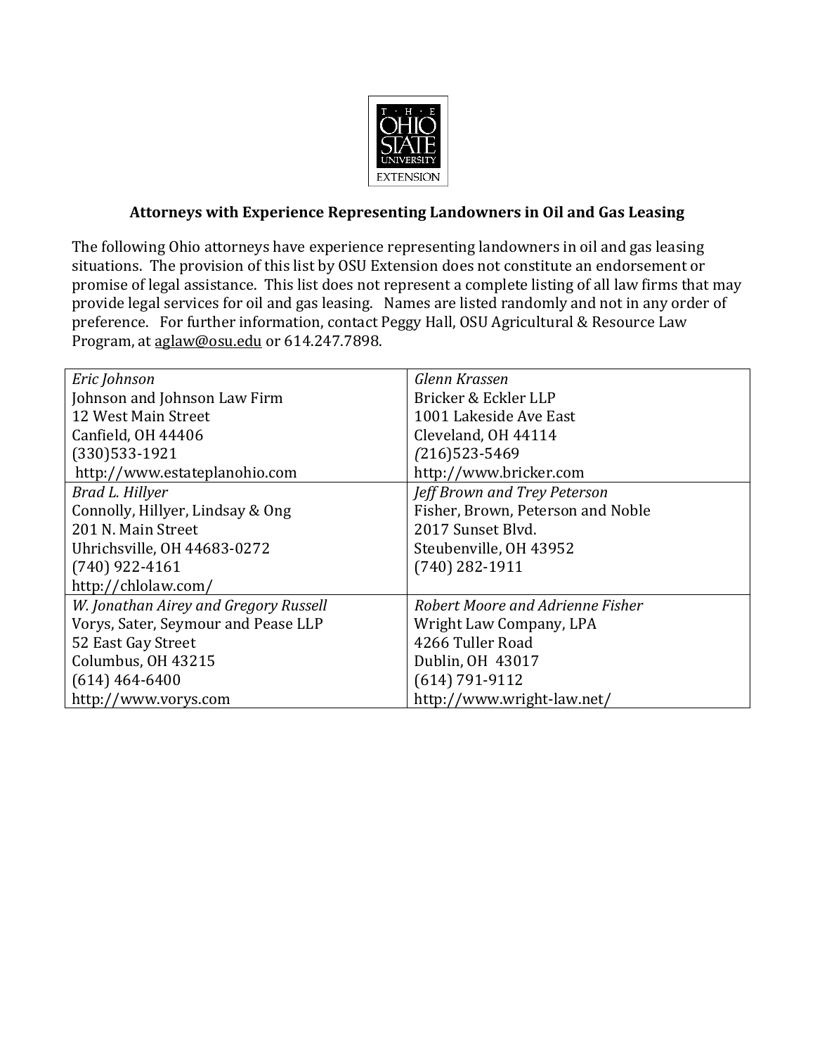THE OHIO STATE UNIVERSITY EXTENSION

## Attorneys with Experience Representing Landowners in Oil and Gas Leasing

The following Ohio attorneys have experience representing landowners in oil and gas leasing situations. The provision of this list by OSU Extension does not constitute an endorsement or promise of legal assistance. This list does not represent a complete listing of all law firms that may provide legal services for oil and gas leasing. Names are listed randomly and not in any order of preference. For further information, contact Peggy Hall, OSU Agricultural & Resource Law Program, at aglaw@osu.edu or 614.247.7898.

| | |
|---|---|
| *Eric Johnson*<br>Johnson and Johnson Law Firm<br>12 West Main Street<br>Canfield, OH 44406<br>(330)533-1921<br>http://www.estateplanohio.com | *Glenn Krassen*<br>Bricker & Eckler LLP<br>1001 Lakeside Ave East<br>Cleveland, OH 44114<br>(216)523-5469<br>http://www.bricker.com |
| *Brad L. Hillyer*<br>Connolly, Hillyer, Lindsay & Ong<br>201 N. Main Street<br>Uhrichsville, OH 44683-0272<br>(740) 922-4161<br>http://chlolaw.com/ | *Jeff Brown and Trey Peterson*<br>Fisher, Brown, Peterson and Noble<br>2017 Sunset Blvd.<br>Steubenville, OH 43952<br>(740) 282-1911 |
| *W. Jonathan Airey and Gregory Russell*<br>Vorys, Sater, Seymour and Pease LLP<br>52 East Gay Street<br>Columbus, OH 43215<br>(614) 464-6400<br>http://www.vorys.com | *Robert Moore and Adrienne Fisher*<br>Wright Law Company, LPA<br>4266 Tuller Road<br>Dublin, OH 43017<br>(614) 791-9112<br>http://www.wright-law.net/ |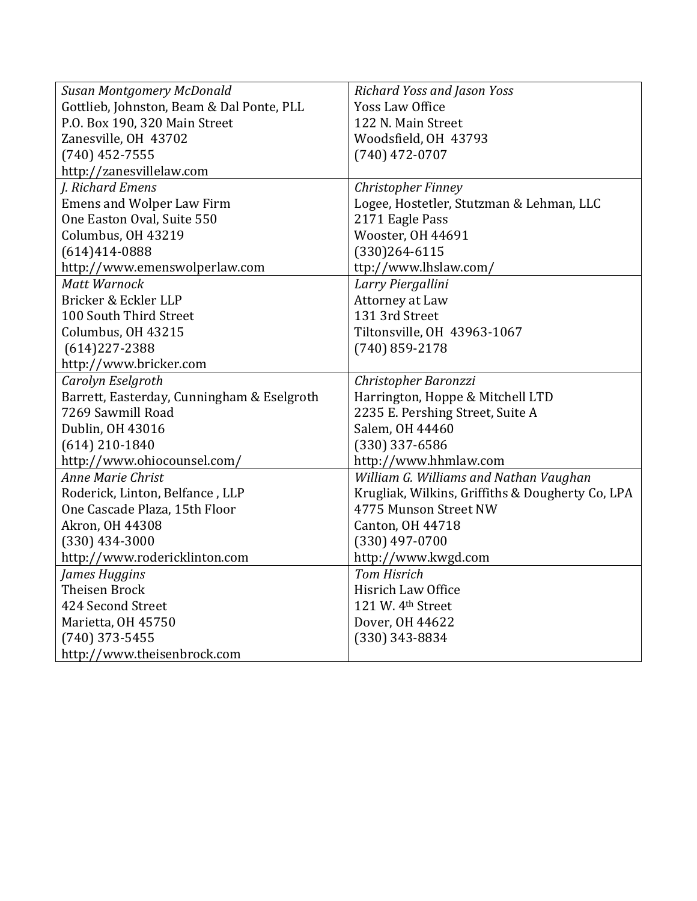| *Susan Montgomery McDonald*<br>Gottlieb, Johnston, Beam & Dal Ponte, PLL<br>P.O. Box 190, 320 Main Street<br>Zanesville, OH 43702<br>(740) 452-7555<br>http://zanesvillelaw.com | *Richard Yoss and Jason Yoss*<br>Yoss Law Office<br>122 N. Main Street<br>Woodsfield, OH 43793<br>(740) 472-0707 |
|---|---|
| *J. Richard Emens*<br>Emens and Wolper Law Firm<br>One Easton Oval, Suite 550<br>Columbus, OH 43219<br>(614)414-0888<br>http://www.emenswolperlaw.com | *Christopher Finney*<br>Logee, Hostetler, Stutzman & Lehman, LLC<br>2171 Eagle Pass<br>Wooster, OH 44691<br>(330)264-6115<br>ttp://www.lhslaw.com/ |
| *Matt Warnock*<br>Bricker & Eckler LLP<br>100 South Third Street<br>Columbus, OH 43215<br>(614)227-2388<br>http://www.bricker.com | *Larry Piergallini*<br>Attorney at Law<br>131 3rd Street<br>Tiltonsville, OH 43963-1067<br>(740) 859-2178 |
| *Carolyn Eselgroth*<br>Barrett, Easterday, Cunningham & Eselgroth<br>7269 Sawmill Road<br>Dublin, OH 43016<br>(614) 210-1840<br>http://www.ohiocounsel.com/ | *Christopher Baronzzi*<br>Harrington, Hoppe & Mitchell LTD<br>2235 E. Pershing Street, Suite A<br>Salem, OH 44460<br>(330) 337-6586<br>http://www.hhmlaw.com |
| *Anne Marie Christ*<br>Roderick, Linton, Belfance , LLP<br>One Cascade Plaza, 15th Floor<br>Akron, OH 44308<br>(330) 434-3000<br>http://www.rodericklinton.com | *William G. Williams and Nathan Vaughan*<br>Krugliak, Wilkins, Griffiths & Dougherty Co, LPA<br>4775 Munson Street NW<br>Canton, OH 44718<br>(330) 497-0700<br>http://www.kwgd.com |
| *James Huggins*<br>Theisen Brock<br>424 Second Street<br>Marietta, OH 45750<br>(740) 373-5455<br>http://www.theisenbrock.com | *Tom Hisrich*<br>Hisrich Law Office<br>121 W. 4th Street<br>Dover, OH 44622<br>(330) 343-8834 |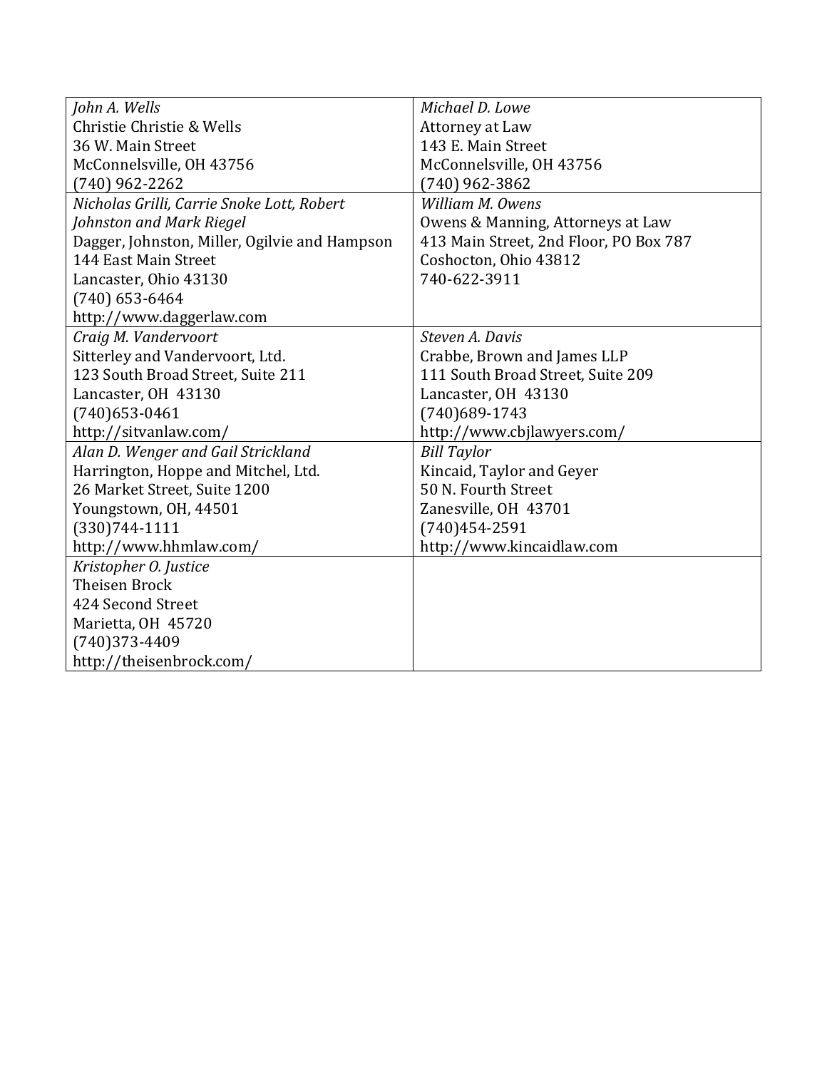| | |
|---|---|
| *John A. Wells*<br>Christie Christie & Wells<br>36 W. Main Street<br>McConnelsville, OH 43756<br>(740) 962-2262 | *Michael D. Lowe*<br>Attorney at Law<br>143 E. Main Street<br>McConnelsville, OH 43756<br>(740) 962-3862 |
| *Nicholas Grilli, Carrie Snoke Lott, Robert Johnston and Mark Riegel*<br>Dagger, Johnston, Miller, Ogilvie and Hampson<br>144 East Main Street<br>Lancaster, Ohio 43130<br>(740) 653-6464<br>http://www.daggerlaw.com | *William M. Owens*<br>Owens & Manning, Attorneys at Law<br>413 Main Street, 2nd Floor, PO Box 787<br>Coshocton, Ohio 43812<br>740-622-3911 |
| *Craig M. Vandervoort*<br>Sitterley and Vandervoort, Ltd.<br>123 South Broad Street, Suite 211<br>Lancaster, OH 43130<br>(740)653-0461<br>http://sitvanlaw.com/ | *Steven A. Davis*<br>Crabbe, Brown and James LLP<br>111 South Broad Street, Suite 209<br>Lancaster, OH 43130<br>(740)689-1743<br>http://www.cbjlawyers.com/ |
| *Alan D. Wenger and Gail Strickland*<br>Harrington, Hoppe and Mitchel, Ltd.<br>26 Market Street, Suite 1200<br>Youngstown, OH, 44501<br>(330)744-1111<br>http://www.hhmlaw.com/ | *Bill Taylor*<br>Kincaid, Taylor and Geyer<br>50 N. Fourth Street<br>Zanesville, OH 43701<br>(740)454-2591<br>http://www.kincaidlaw.com |
| *Kristopher O. Justice*<br>Theisen Brock<br>424 Second Street<br>Marietta, OH 45720<br>(740)373-4409<br>http://theisenbrock.com/ | |